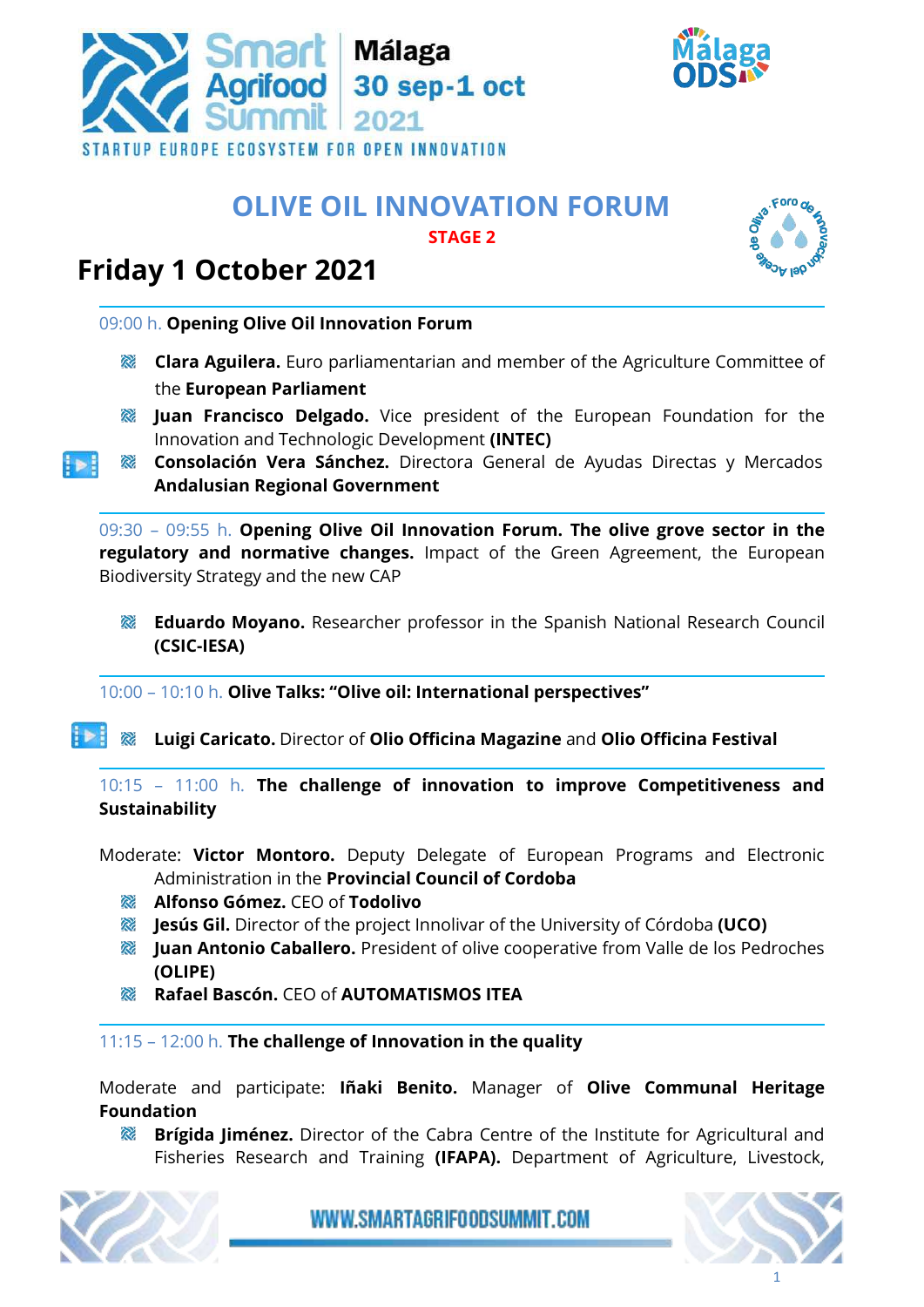Smart Agrifood Summit | Málaga 30 sep-1 oct 2021

STARTUP EUROPE ECOSYSTEM FOR OPEN INNOVATION

Málaga ODS

# OLIVE OIL INNOVATION FORUM

**STAGE 2**

## Friday 1 October 2021

09:00 h. **Opening Olive Oil Innovation Forum**

- **Clara Aguilera.** Euro parliamentarian and member of the Agriculture Committee of the **European Parliament**
- **Juan Francisco Delgado.** Vice president of the European Foundation for the Innovation and Technologic Development **(INTEC)**
- **Consolación Vera Sánchez.** Directora General de Ayudas Directas y Mercados **Andalusian Regional Government**

09:30 – 09:55 h. **Opening Olive Oil Innovation Forum. The olive grove sector in the regulatory and normative changes.** Impact of the Green Agreement, the European Biodiversity Strategy and the new CAP

- **Eduardo Moyano.** Researcher professor in the Spanish National Research Council **(CSIC-IESA)**

10:00 – 10:10 h. **Olive Talks: "Olive oil: International perspectives"**

- **Luigi Caricato.** Director of **Olio Officina Magazine** and **Olio Officina Festival**

10:15 – 11:00 h. **The challenge of innovation to improve Competitiveness and Sustainability**

Moderate: **Victor Montoro.** Deputy Delegate of European Programs and Electronic Administration in the **Provincial Council of Cordoba**

- **Alfonso Gómez.** CEO of **Todolivo**
- **Jesús Gil.** Director of the project Innolivar of the University of Córdoba **(UCO)**
- **Juan Antonio Caballero.** President of olive cooperative from Valle de los Pedroches **(OLIPE)**
- **Rafael Bascón.** CEO of **AUTOMATISMOS ITEA**

11:15 – 12:00 h. **The challenge of Innovation in the quality**

Moderate and participate: **Iñaki Benito.** Manager of **Olive Communal Heritage Foundation**

- **Brígida Jiménez.** Director of the Cabra Centre of the Institute for Agricultural and Fisheries Research and Training **(IFAPA).** Department of Agriculture, Livestock,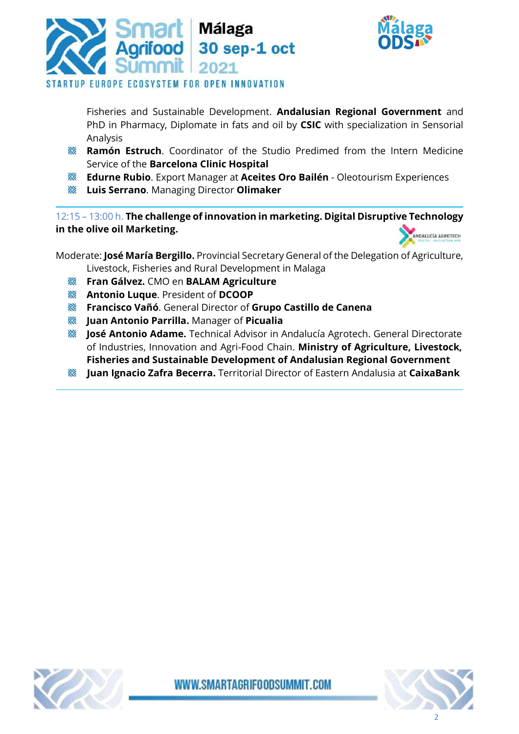Fisheries and Sustainable Development. **Andalusian Regional Government** and PhD in Pharmacy, Diplomate in fats and oil by **CSIC** with specialization in Sensorial Analysis

- **Ramón Estruch**. Coordinator of the Studio Predimed from the Intern Medicine Service of the **Barcelona Clinic Hospital**
- **Edurne Rubio**. Export Manager at **Aceites Oro Bailén** - Oleotourism Experiences
- **Luis Serrano**. Managing Director **Olimaker**

12:15 – 13:00 h. **The challenge of innovation in marketing. Digital Disruptive Technology in the olive oil Marketing.**

Moderate: **José María Bergillo.** Provincial Secretary General of the Delegation of Agriculture, Livestock, Fisheries and Rural Development in Malaga

- **Fran Gálvez.** CMO en **BALAM Agriculture**
- **Antonio Luque**. President of **DCOOP**
- **Francisco Vañó**. General Director of **Grupo Castillo de Canena**
- **Juan Antonio Parrilla.** Manager of **Picualia**
- **José Antonio Adame.** Technical Advisor in Andalucía Agrotech. General Directorate of Industries, Innovation and Agri-Food Chain. **Ministry of Agriculture, Livestock, Fisheries and Sustainable Development of Andalusian Regional Government**
- **Juan Ignacio Zafra Becerra.** Territorial Director of Eastern Andalusia at **CaixaBank**